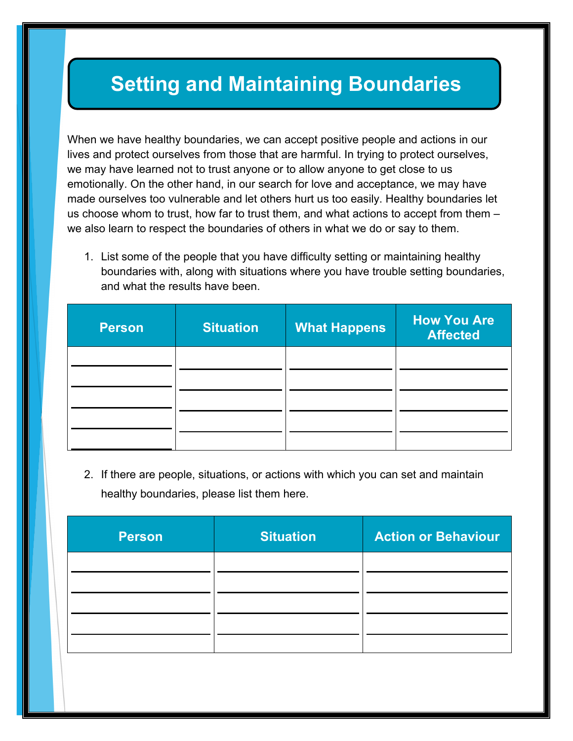# Setting and Maintaining Boundaries

When we have healthy boundaries, we can accept positive people and actions in our lives and protect ourselves from those that are harmful. In trying to protect ourselves, we may have learned not to trust anyone or to allow anyone to get close to us emotionally. On the other hand, in our search for love and acceptance, we may have made ourselves too vulnerable and let others hurt us too easily. Healthy boundaries let us choose whom to trust, how far to trust them, and what actions to accept from them – we also learn to respect the boundaries of others in what we do or say to them.

1. List some of the people that you have difficulty setting or maintaining healthy boundaries with, along with situations where you have trouble setting boundaries, and what the results have been.

| Person | Situation | What Happens | How You Are Affected |
|---|---|---|---|
| | | | |
| | | | |
| | | | |
| | | | |
| | | | |

2. If there are people, situations, or actions with which you can set and maintain healthy boundaries, please list them here.

| Person | Situation | Action or Behaviour |
|---|---|---|
| | | |
| | | |
| | | |
| | | |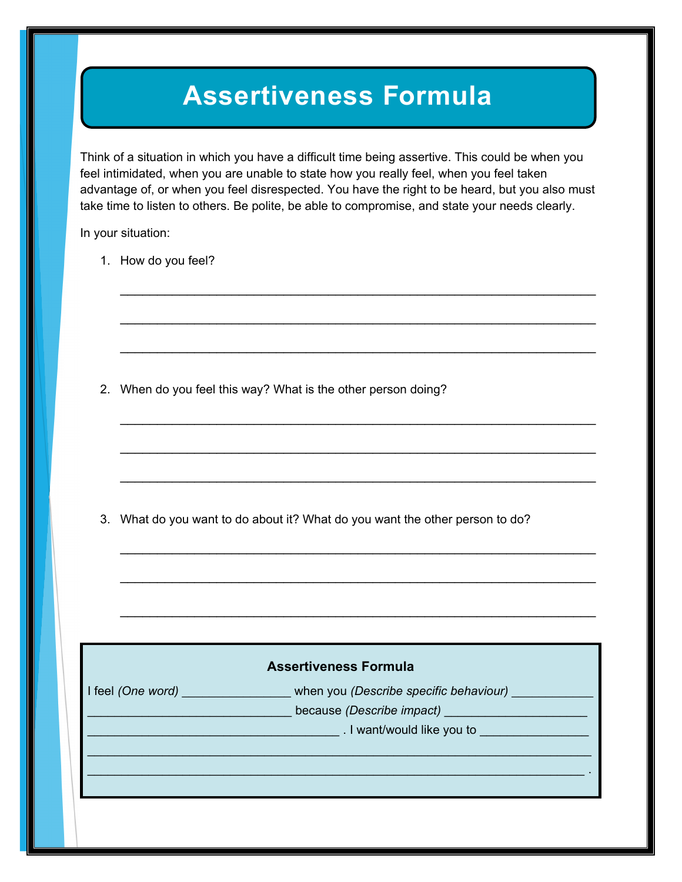# Assertiveness Formula

Think of a situation in which you have a difficult time being assertive. This could be when you feel intimidated, when you are unable to state how you really feel, when you feel taken advantage of, or when you feel disrespected. You have the right to be heard, but you also must take time to listen to others. Be polite, be able to compromise, and state your needs clearly.

In your situation:

1. How do you feel?

   ______________________________________________________________

   ______________________________________________________________

   ______________________________________________________________

2. When do you feel this way? What is the other person doing?

   ______________________________________________________________

   ______________________________________________________________

   ______________________________________________________________

3. What do you want to do about it? What do you want the other person to do?

   ______________________________________________________________

   ______________________________________________________________

   ______________________________________________________________

**Assertiveness Formula**

I feel *(One word)* ________________ when you *(Describe specific behaviour)* ____________ ______________________________ because *(Describe impact)* _____________________ ____________________________________ . I want/would like you to ________________ __________________________________________________________________________ __________________________________________________________________________ .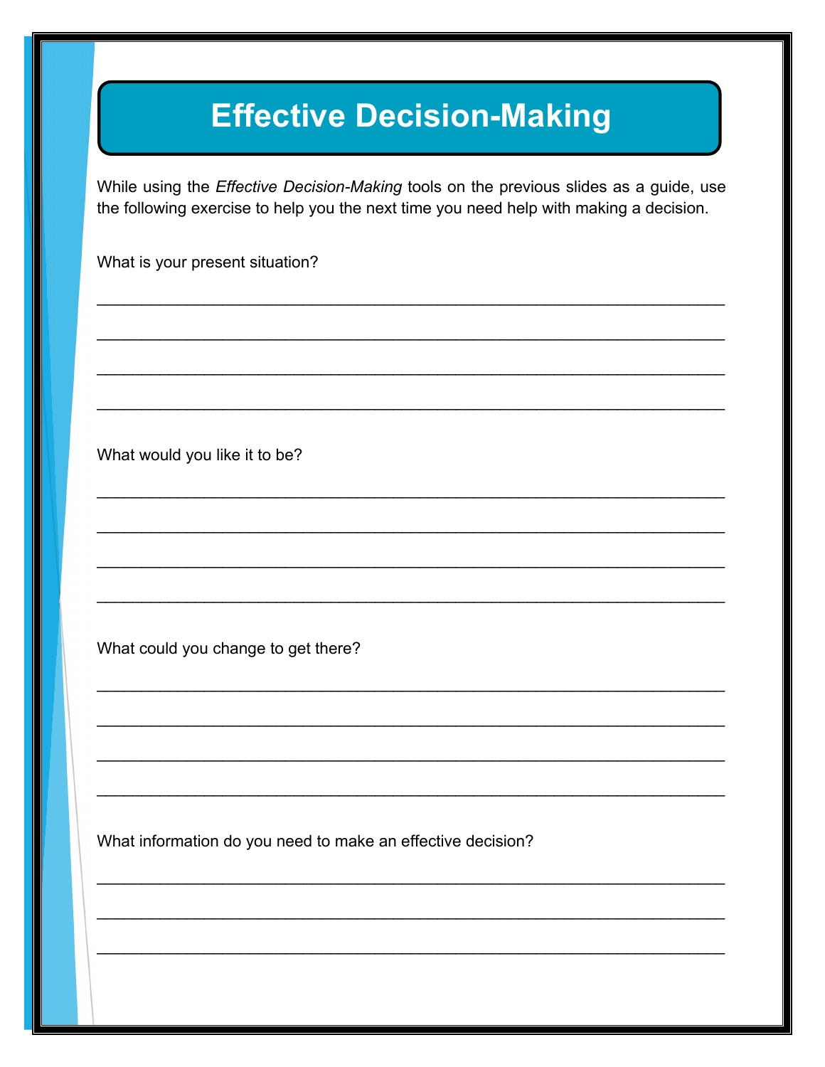# Effective Decision-Making

While using the *Effective Decision-Making* tools on the previous slides as a guide, use the following exercise to help you the next time you need help with making a decision.

What is your present situation?

______________________________________________________________________

______________________________________________________________________

______________________________________________________________________

______________________________________________________________________

What would you like it to be?

______________________________________________________________________

______________________________________________________________________

______________________________________________________________________

______________________________________________________________________

What could you change to get there?

______________________________________________________________________

______________________________________________________________________

______________________________________________________________________

______________________________________________________________________

What information do you need to make an effective decision?

______________________________________________________________________

______________________________________________________________________

______________________________________________________________________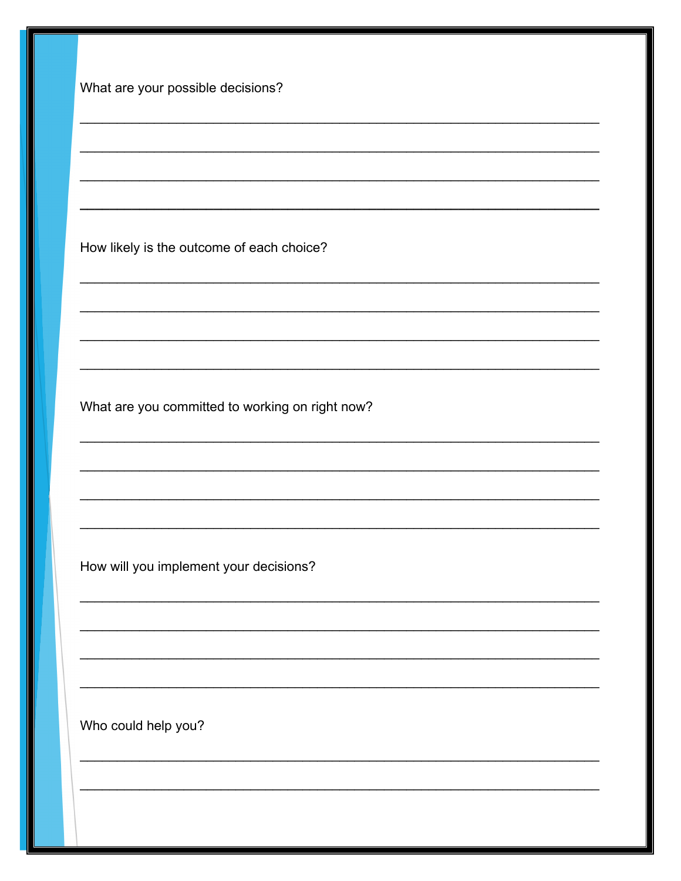What are your possible decisions?

_______________________________________________________________

_______________________________________________________________

_______________________________________________________________

_______________________________________________________________

How likely is the outcome of each choice?

_______________________________________________________________

_______________________________________________________________

_______________________________________________________________

_______________________________________________________________

What are you committed to working on right now?

_______________________________________________________________

_______________________________________________________________

_______________________________________________________________

_______________________________________________________________

How will you implement your decisions?

_______________________________________________________________

_______________________________________________________________

_______________________________________________________________

_______________________________________________________________

Who could help you?

_______________________________________________________________

_______________________________________________________________